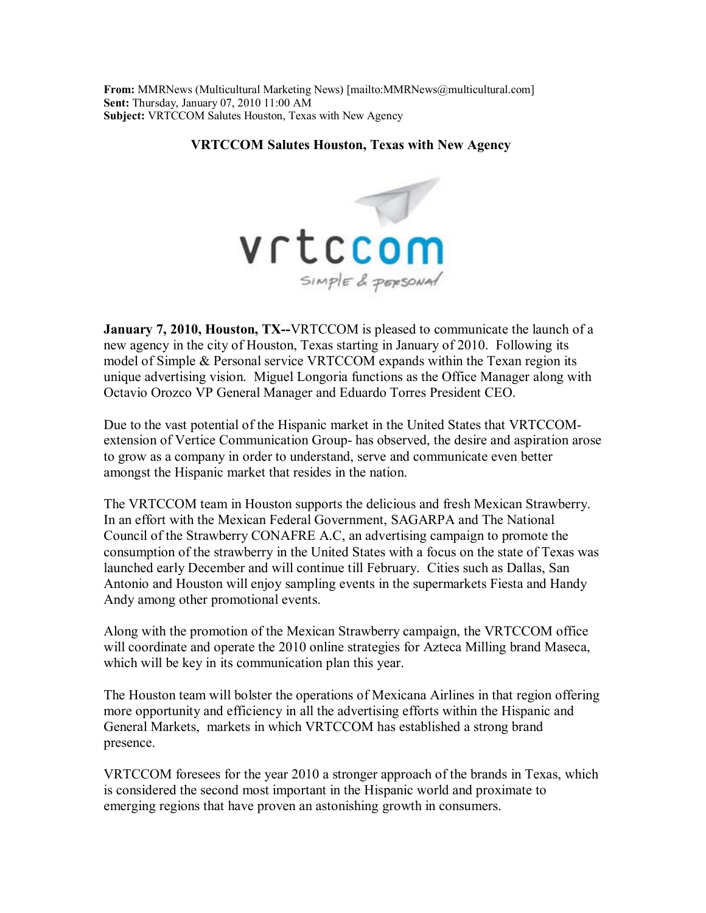**From:** MMRNews (Multicultural Marketing News) [mailto:MMRNews@multicultural.com]
**Sent:** Thursday, January 07, 2010 11:00 AM
**Subject:** VRTCCOM Salutes Houston, Texas with New Agency

# VRTCCOM Salutes Houston, Texas with New Agency

**January 7, 2010, Houston, TX--**VRTCCOM is pleased to communicate the launch of a new agency in the city of Houston, Texas starting in January of 2010. Following its model of Simple & Personal service VRTCCOM expands within the Texan region its unique advertising vision. Miguel Longoria functions as the Office Manager along with Octavio Orozco VP General Manager and Eduardo Torres President CEO.

Due to the vast potential of the Hispanic market in the United States that VRTCCOM- extension of Vertice Communication Group- has observed, the desire and aspiration arose to grow as a company in order to understand, serve and communicate even better amongst the Hispanic market that resides in the nation.

The VRTCCOM team in Houston supports the delicious and fresh Mexican Strawberry. In an effort with the Mexican Federal Government, SAGARPA and The National Council of the Strawberry CONAFRE A.C, an advertising campaign to promote the consumption of the strawberry in the United States with a focus on the state of Texas was launched early December and will continue till February. Cities such as Dallas, San Antonio and Houston will enjoy sampling events in the supermarkets Fiesta and Handy Andy among other promotional events.

Along with the promotion of the Mexican Strawberry campaign, the VRTCCOM office will coordinate and operate the 2010 online strategies for Azteca Milling brand Maseca, which will be key in its communication plan this year.

The Houston team will bolster the operations of Mexicana Airlines in that region offering more opportunity and efficiency in all the advertising efforts within the Hispanic and General Markets, markets in which VRTCCOM has established a strong brand presence.

VRTCCOM foresees for the year 2010 a stronger approach of the brands in Texas, which is considered the second most important in the Hispanic world and proximate to emerging regions that have proven an astonishing growth in consumers.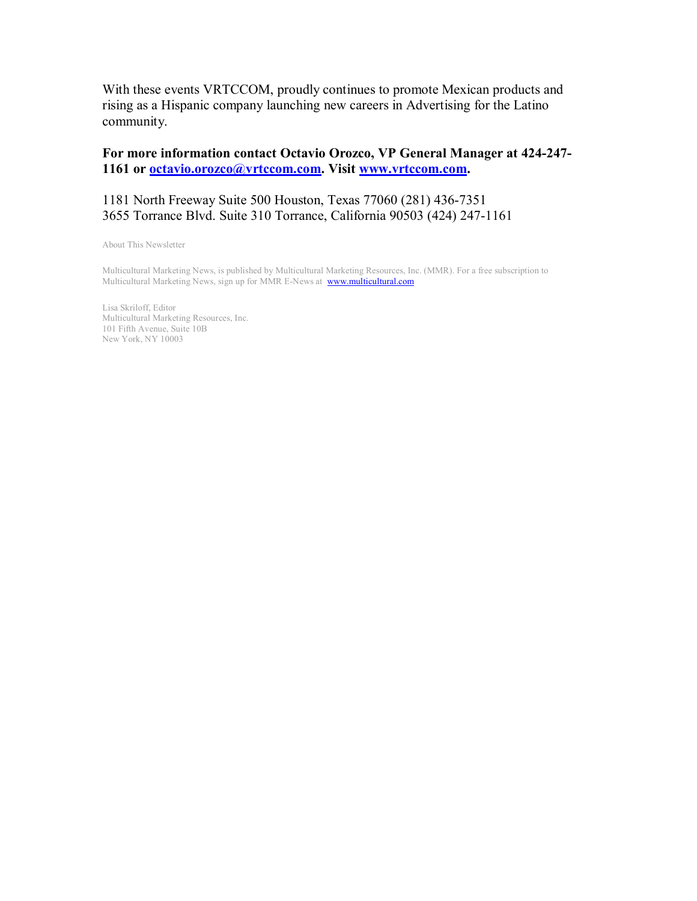With these events VRTCCOM, proudly continues to promote Mexican products and rising as a Hispanic company launching new careers in Advertising for the Latino community.

**For more information contact Octavio Orozco, VP General Manager at 424-247-1161 or octavio.orozco@vrtccom.com. Visit www.vrtccom.com.**

1181 North Freeway Suite 500 Houston, Texas 77060 (281) 436-7351
3655 Torrance Blvd. Suite 310 Torrance, California 90503 (424) 247-1161

About This Newsletter

Multicultural Marketing News, is published by Multicultural Marketing Resources, Inc. (MMR). For a free subscription to Multicultural Marketing News, sign up for MMR E-News at www.multicultural.com

Lisa Skriloff, Editor
Multicultural Marketing Resources, Inc.
101 Fifth Avenue, Suite 10B
New York, NY 10003